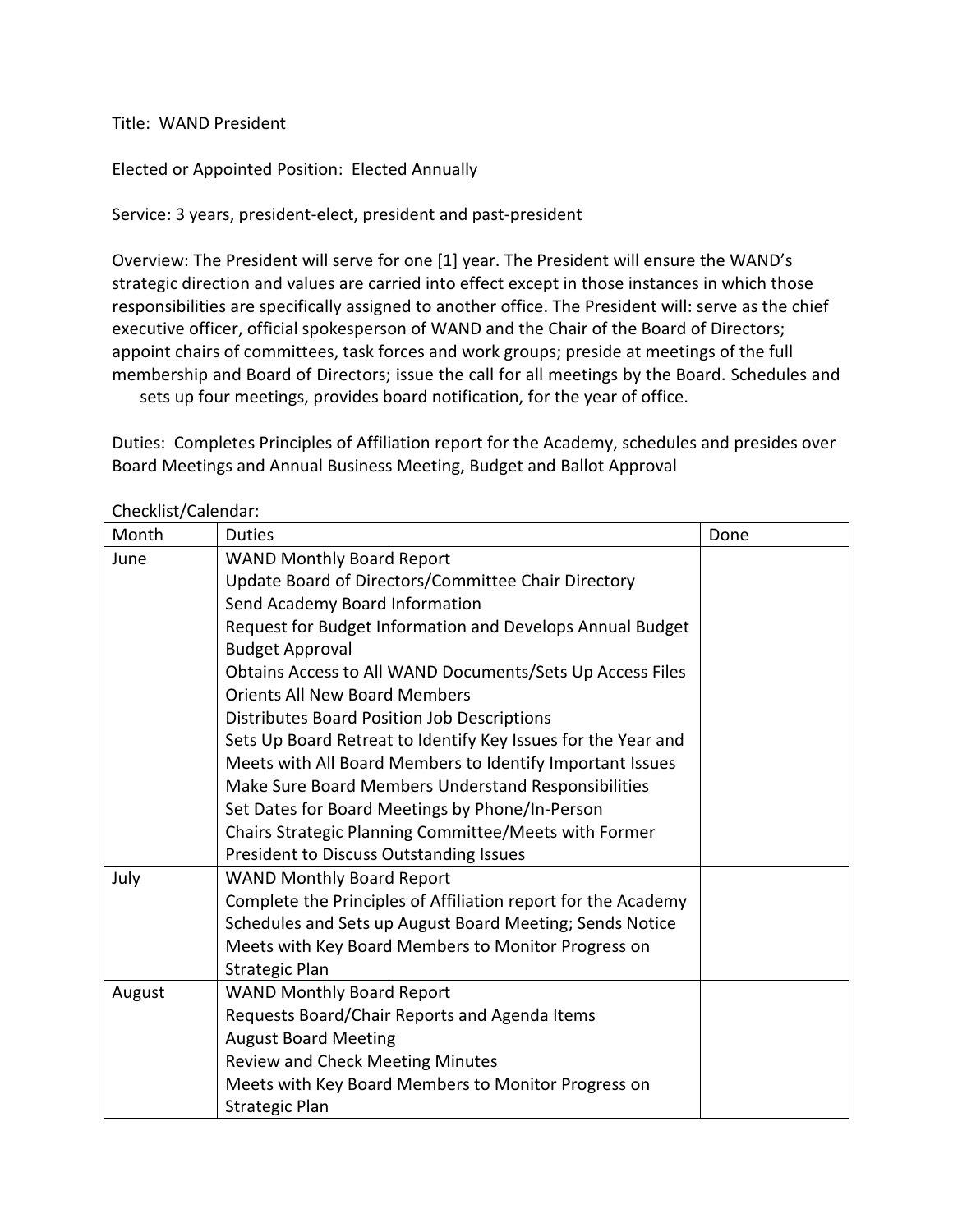Title: WAND President

Elected or Appointed Position: Elected Annually

Service: 3 years, president-elect, president and past-president

Overview: The President will serve for one [1] year. The President will ensure the WAND's strategic direction and values are carried into effect except in those instances in which those responsibilities are specifically assigned to another office. The President will: serve as the chief executive officer, official spokesperson of WAND and the Chair of the Board of Directors; appoint chairs of committees, task forces and work groups; preside at meetings of the full membership and Board of Directors; issue the call for all meetings by the Board. Schedules and sets up four meetings, provides board notification, for the year of office.

Duties: Completes Principles of Affiliation report for the Academy, schedules and presides over Board Meetings and Annual Business Meeting, Budget and Ballot Approval

Checklist/Calendar:

| Month | Duties | Done |
|---|---|---|
| June | WAND Monthly Board Report<br>Update Board of Directors/Committee Chair Directory<br>Send Academy Board Information<br>Request for Budget Information and Develops Annual Budget<br>Budget Approval<br>Obtains Access to All WAND Documents/Sets Up Access Files<br>Orients All New Board Members<br>Distributes Board Position Job Descriptions<br>Sets Up Board Retreat to Identify Key Issues for the Year and Meets with All Board Members to Identify Important Issues<br>Make Sure Board Members Understand Responsibilities<br>Set Dates for Board Meetings by Phone/In-Person<br>Chairs Strategic Planning Committee/Meets with Former President to Discuss Outstanding Issues | |
| July | WAND Monthly Board Report<br>Complete the Principles of Affiliation report for the Academy<br>Schedules and Sets up August Board Meeting; Sends Notice<br>Meets with Key Board Members to Monitor Progress on Strategic Plan | |
| August | WAND Monthly Board Report<br>Requests Board/Chair Reports and Agenda Items<br>August Board Meeting<br>Review and Check Meeting Minutes<br>Meets with Key Board Members to Monitor Progress on Strategic Plan | |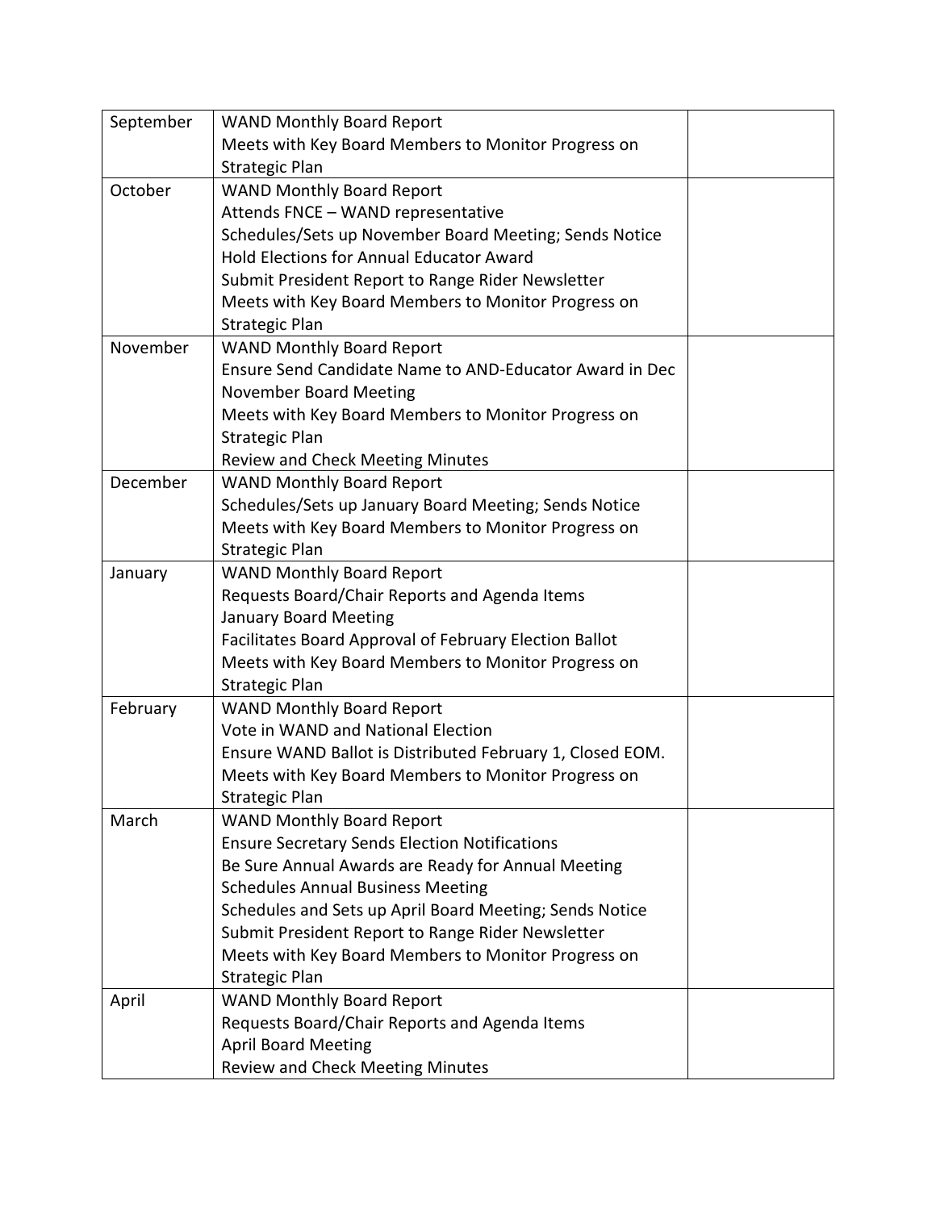| | | |
|---|---|---|
| September | WAND Monthly Board Report<br>Meets with Key Board Members to Monitor Progress on Strategic Plan | |
| October | WAND Monthly Board Report<br>Attends FNCE – WAND representative<br>Schedules/Sets up November Board Meeting; Sends Notice<br>Hold Elections for Annual Educator Award<br>Submit President Report to Range Rider Newsletter<br>Meets with Key Board Members to Monitor Progress on Strategic Plan | |
| November | WAND Monthly Board Report<br>Ensure Send Candidate Name to AND-Educator Award in Dec<br>November Board Meeting<br>Meets with Key Board Members to Monitor Progress on Strategic Plan<br>Review and Check Meeting Minutes | |
| December | WAND Monthly Board Report<br>Schedules/Sets up January Board Meeting; Sends Notice<br>Meets with Key Board Members to Monitor Progress on Strategic Plan | |
| January | WAND Monthly Board Report<br>Requests Board/Chair Reports and Agenda Items<br>January Board Meeting<br>Facilitates Board Approval of February Election Ballot<br>Meets with Key Board Members to Monitor Progress on Strategic Plan | |
| February | WAND Monthly Board Report<br>Vote in WAND and National Election<br>Ensure WAND Ballot is Distributed February 1, Closed EOM.<br>Meets with Key Board Members to Monitor Progress on Strategic Plan | |
| March | WAND Monthly Board Report<br>Ensure Secretary Sends Election Notifications<br>Be Sure Annual Awards are Ready for Annual Meeting<br>Schedules Annual Business Meeting<br>Schedules and Sets up April Board Meeting; Sends Notice<br>Submit President Report to Range Rider Newsletter<br>Meets with Key Board Members to Monitor Progress on Strategic Plan | |
| April | WAND Monthly Board Report<br>Requests Board/Chair Reports and Agenda Items<br>April Board Meeting<br>Review and Check Meeting Minutes | |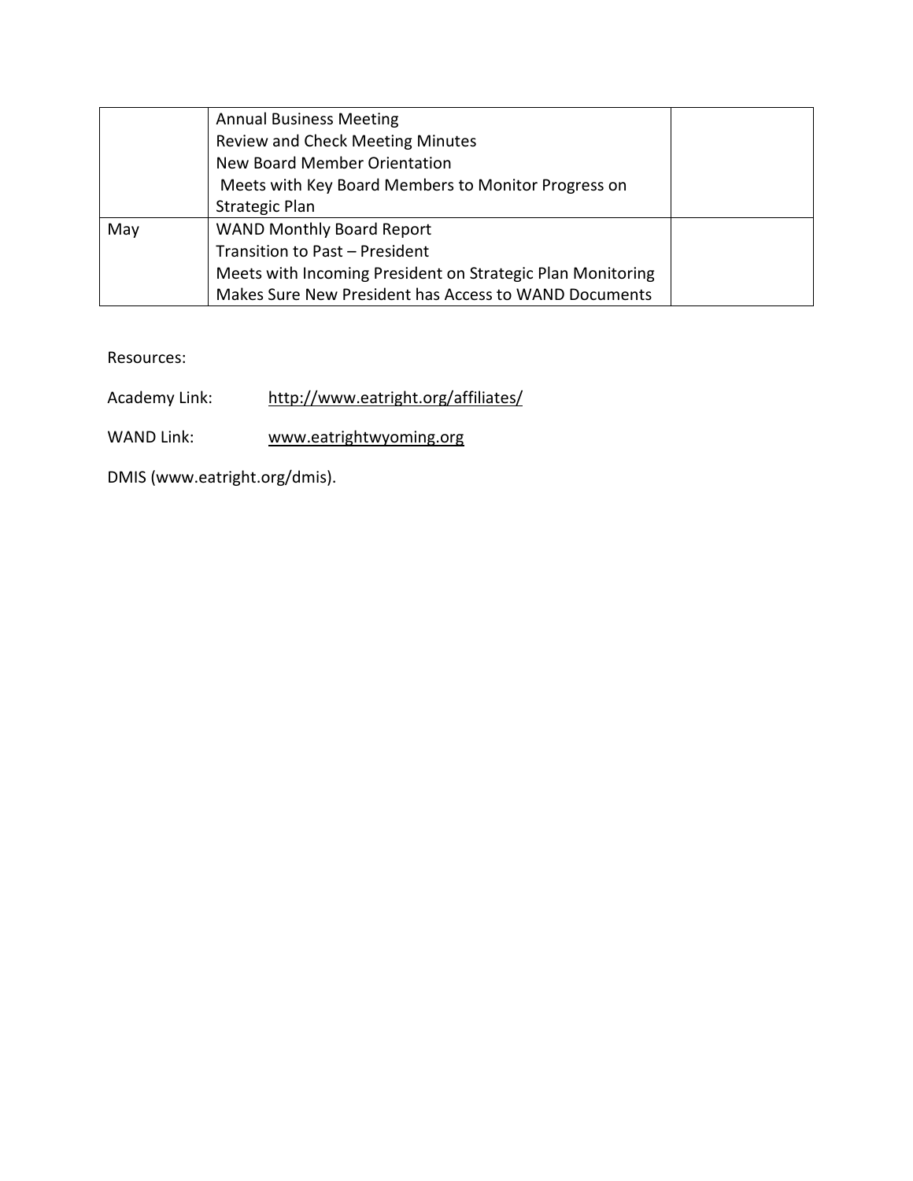| | | |
|---|---|---|
| | Annual Business Meeting<br>Review and Check Meeting Minutes<br>New Board Member Orientation<br>Meets with Key Board Members to Monitor Progress on Strategic Plan | |
| May | WAND Monthly Board Report<br>Transition to Past – President<br>Meets with Incoming President on Strategic Plan Monitoring<br>Makes Sure New President has Access to WAND Documents | |

Resources:

Academy Link: http://www.eatright.org/affiliates/

WAND Link: www.eatrightwyoming.org

DMIS (www.eatright.org/dmis).